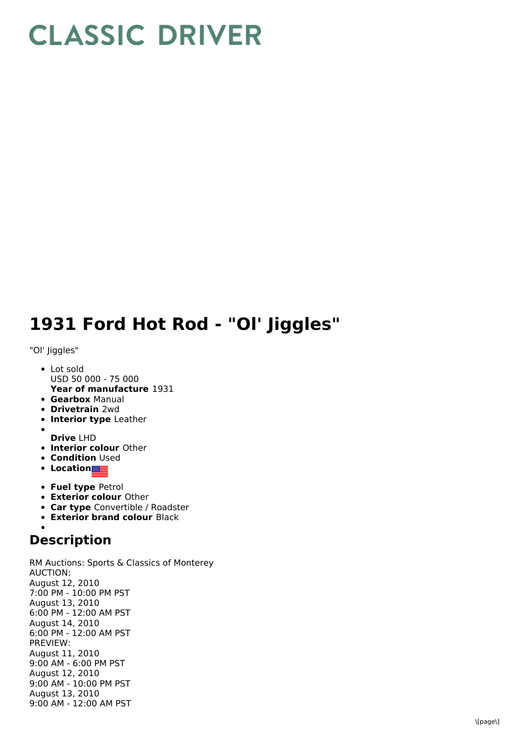# CLASSIC DRIVER

# 1931 Ford Hot Rod - "Ol' Jiggles"

"Ol' Jiggles"

- Lot sold
  USD 50 000 - 75 000
  **Year of manufacture** 1931
- **Gearbox** Manual
- **Drivetrain** 2wd
- **Interior type** Leather
- **Drive** LHD
- **Interior colour** Other
- **Condition** Used
- **Location**
- **Fuel type** Petrol
- **Exterior colour** Other
- **Car type** Convertible / Roadster
- **Exterior brand colour** Black

## Description

RM Auctions: Sports & Classics of Monterey
AUCTION:
August 12, 2010
7:00 PM - 10:00 PM PST
August 13, 2010
6:00 PM - 12:00 AM PST
August 14, 2010
6:00 PM - 12:00 AM PST
PREVIEW:
August 11, 2010
9:00 AM - 6:00 PM PST
August 12, 2010
9:00 AM - 10:00 PM PST
August 13, 2010
9:00 AM - 12:00 AM PST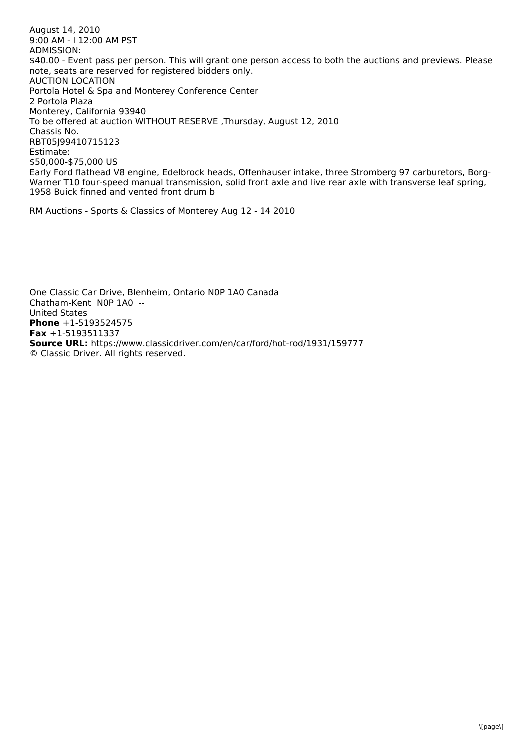August 14, 2010
9:00 AM - l 12:00 AM PST
ADMISSION:
$40.00 - Event pass per person. This will grant one person access to both the auctions and previews. Please note, seats are reserved for registered bidders only.
AUCTION LOCATION
Portola Hotel & Spa and Monterey Conference Center
2 Portola Plaza
Monterey, California 93940
To be offered at auction WITHOUT RESERVE ,Thursday, August 12, 2010
Chassis No.
RBT05J99410715123
Estimate:
$50,000-$75,000 US
Early Ford flathead V8 engine, Edelbrock heads, Offenhauser intake, three Stromberg 97 carburetors, Borg-Warner T10 four-speed manual transmission, solid front axle and live rear axle with transverse leaf spring, 1958 Buick finned and vented front drum b

RM Auctions - Sports & Classics of Monterey Aug 12 - 14 2010

One Classic Car Drive, Blenheim, Ontario N0P 1A0 Canada
Chatham-Kent N0P 1A0 --
United States
**Phone** +1-5193524575
**Fax** +1-5193511337
**Source URL:** https://www.classicdriver.com/en/car/ford/hot-rod/1931/159777
© Classic Driver. All rights reserved.